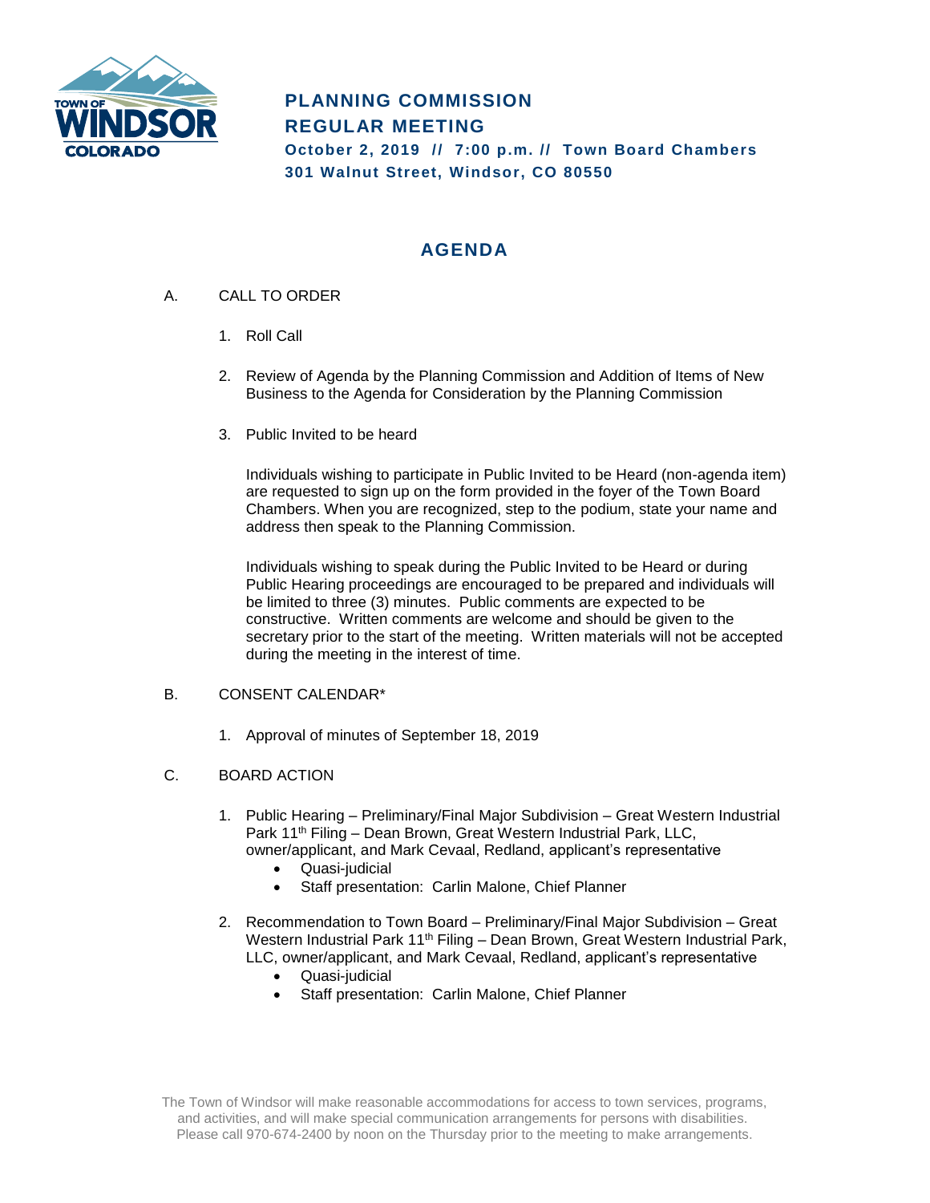# PLANNING COMMISSION REGULAR MEETING

**October 2, 2019 // 7:00 p.m. // Town Board Chambers**
**301 Walnut Street, Windsor, CO 80550**

## AGENDA

A. CALL TO ORDER

1. Roll Call

2. Review of Agenda by the Planning Commission and Addition of Items of New Business to the Agenda for Consideration by the Planning Commission

3. Public Invited to be heard

   Individuals wishing to participate in Public Invited to be Heard (non-agenda item) are requested to sign up on the form provided in the foyer of the Town Board Chambers. When you are recognized, step to the podium, state your name and address then speak to the Planning Commission.

   Individuals wishing to speak during the Public Invited to be Heard or during Public Hearing proceedings are encouraged to be prepared and individuals will be limited to three (3) minutes. Public comments are expected to be constructive. Written comments are welcome and should be given to the secretary prior to the start of the meeting. Written materials will not be accepted during the meeting in the interest of time.

B. CONSENT CALENDAR*

1. Approval of minutes of September 18, 2019

C. BOARD ACTION

1. Public Hearing – Preliminary/Final Major Subdivision – Great Western Industrial Park 11th Filing – Dean Brown, Great Western Industrial Park, LLC, owner/applicant, and Mark Cevaal, Redland, applicant's representative
   - Quasi-judicial
   - Staff presentation: Carlin Malone, Chief Planner

2. Recommendation to Town Board – Preliminary/Final Major Subdivision – Great Western Industrial Park 11th Filing – Dean Brown, Great Western Industrial Park, LLC, owner/applicant, and Mark Cevaal, Redland, applicant's representative
   - Quasi-judicial
   - Staff presentation: Carlin Malone, Chief Planner

The Town of Windsor will make reasonable accommodations for access to town services, programs, and activities, and will make special communication arrangements for persons with disabilities. Please call 970-674-2400 by noon on the Thursday prior to the meeting to make arrangements.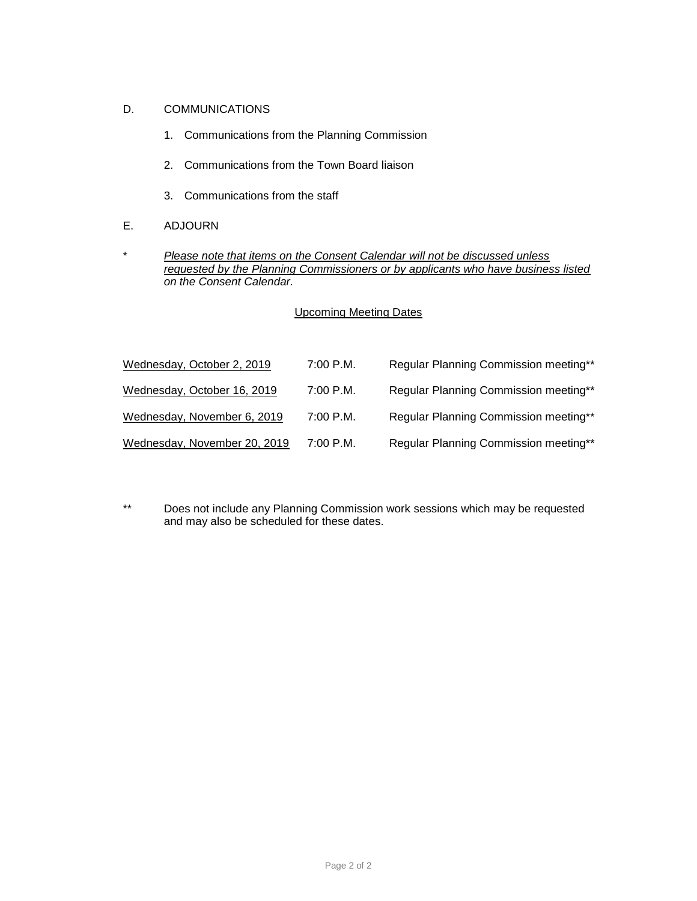D. COMMUNICATIONS

1. Communications from the Planning Commission
2. Communications from the Town Board liaison
3. Communications from the staff

E. ADJOURN

\* *Please note that items on the Consent Calendar will not be discussed unless requested by the Planning Commissioners or by applicants who have business listed on the Consent Calendar.*

Upcoming Meeting Dates

| | | |
|---|---|---|
| Wednesday, October 2, 2019 | 7:00 P.M. | Regular Planning Commission meeting** |
| Wednesday, October 16, 2019 | 7:00 P.M. | Regular Planning Commission meeting** |
| Wednesday, November 6, 2019 | 7:00 P.M. | Regular Planning Commission meeting** |
| Wednesday, November 20, 2019 | 7:00 P.M. | Regular Planning Commission meeting** |

\** Does not include any Planning Commission work sessions which may be requested and may also be scheduled for these dates.